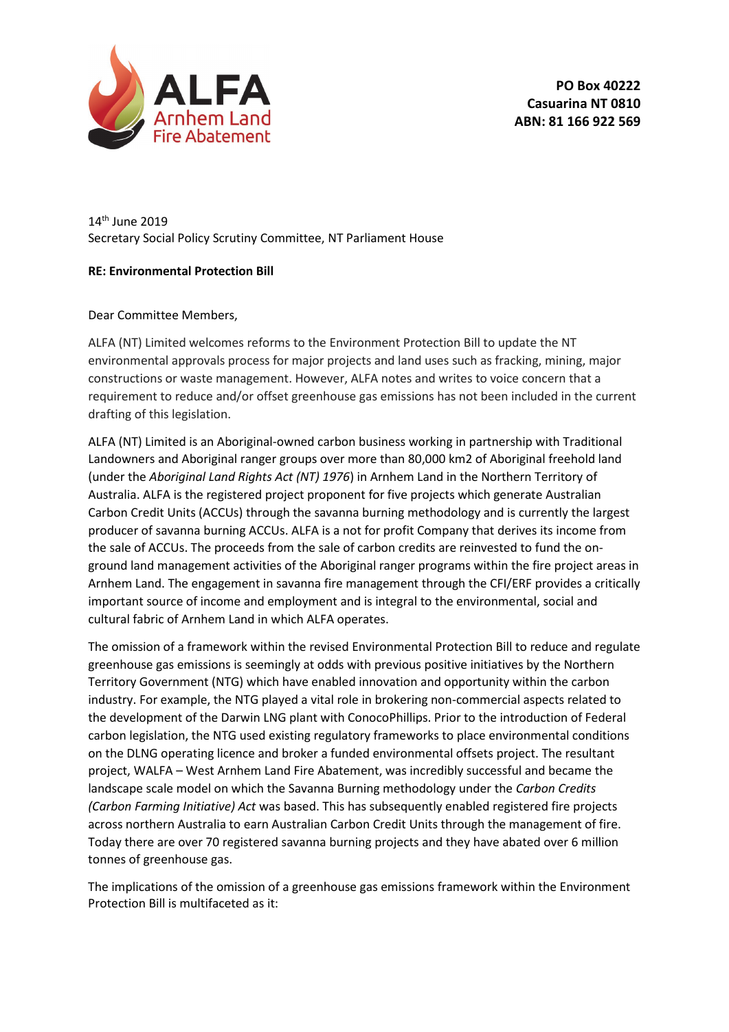**ALFA**
**Arnhem Land Fire Abatement**

**PO Box 40222**
**Casuarina NT 0810**
**ABN: 81 166 922 569**

14th June 2019
Secretary Social Policy Scrutiny Committee, NT Parliament House

**RE: Environmental Protection Bill**

Dear Committee Members,

ALFA (NT) Limited welcomes reforms to the Environment Protection Bill to update the NT environmental approvals process for major projects and land uses such as fracking, mining, major constructions or waste management. However, ALFA notes and writes to voice concern that a requirement to reduce and/or offset greenhouse gas emissions has not been included in the current drafting of this legislation.

ALFA (NT) Limited is an Aboriginal-owned carbon business working in partnership with Traditional Landowners and Aboriginal ranger groups over more than 80,000 km2 of Aboriginal freehold land (under the *Aboriginal Land Rights Act (NT) 1976*) in Arnhem Land in the Northern Territory of Australia. ALFA is the registered project proponent for five projects which generate Australian Carbon Credit Units (ACCUs) through the savanna burning methodology and is currently the largest producer of savanna burning ACCUs. ALFA is a not for profit Company that derives its income from the sale of ACCUs. The proceeds from the sale of carbon credits are reinvested to fund the on-ground land management activities of the Aboriginal ranger programs within the fire project areas in Arnhem Land. The engagement in savanna fire management through the CFI/ERF provides a critically important source of income and employment and is integral to the environmental, social and cultural fabric of Arnhem Land in which ALFA operates.

The omission of a framework within the revised Environmental Protection Bill to reduce and regulate greenhouse gas emissions is seemingly at odds with previous positive initiatives by the Northern Territory Government (NTG) which have enabled innovation and opportunity within the carbon industry. For example, the NTG played a vital role in brokering non-commercial aspects related to the development of the Darwin LNG plant with ConocoPhillips. Prior to the introduction of Federal carbon legislation, the NTG used existing regulatory frameworks to place environmental conditions on the DLNG operating licence and broker a funded environmental offsets project. The resultant project, WALFA – West Arnhem Land Fire Abatement, was incredibly successful and became the landscape scale model on which the Savanna Burning methodology under the *Carbon Credits (Carbon Farming Initiative) Act* was based. This has subsequently enabled registered fire projects across northern Australia to earn Australian Carbon Credit Units through the management of fire. Today there are over 70 registered savanna burning projects and they have abated over 6 million tonnes of greenhouse gas.

The implications of the omission of a greenhouse gas emissions framework within the Environment Protection Bill is multifaceted as it: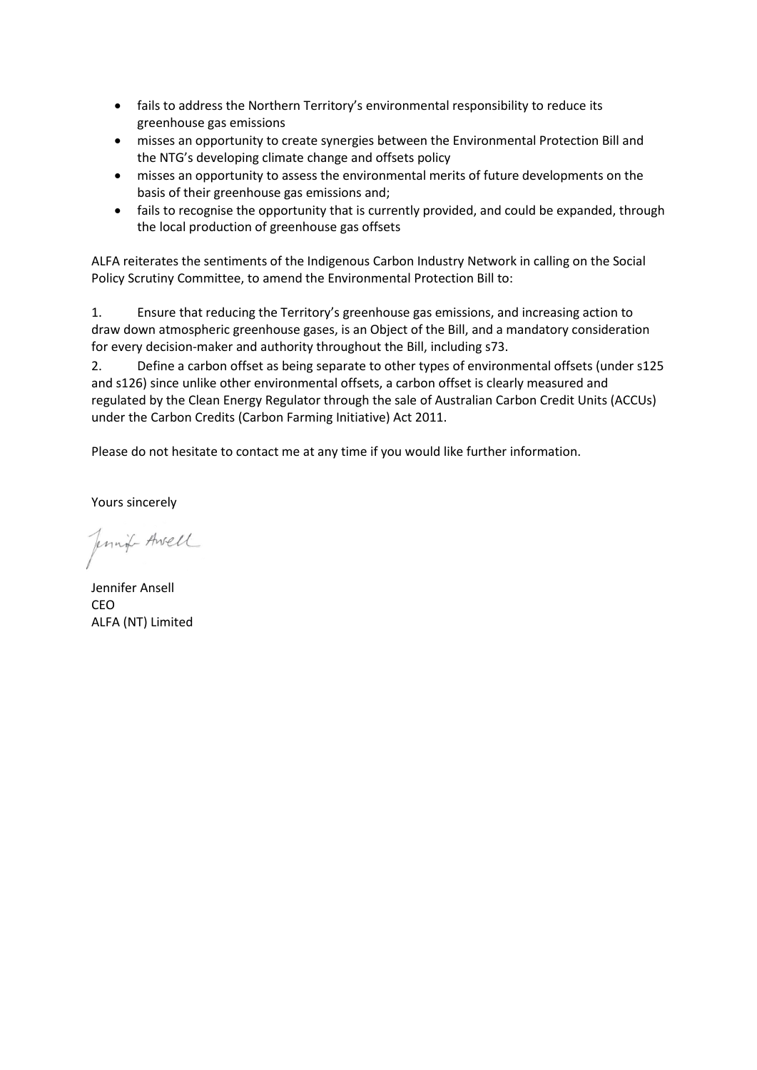- fails to address the Northern Territory's environmental responsibility to reduce its greenhouse gas emissions
- misses an opportunity to create synergies between the Environmental Protection Bill and the NTG's developing climate change and offsets policy
- misses an opportunity to assess the environmental merits of future developments on the basis of their greenhouse gas emissions and;
- fails to recognise the opportunity that is currently provided, and could be expanded, through the local production of greenhouse gas offsets

ALFA reiterates the sentiments of the Indigenous Carbon Industry Network in calling on the Social Policy Scrutiny Committee, to amend the Environmental Protection Bill to:

1. Ensure that reducing the Territory's greenhouse gas emissions, and increasing action to draw down atmospheric greenhouse gases, is an Object of the Bill, and a mandatory consideration for every decision-maker and authority throughout the Bill, including s73.
2. Define a carbon offset as being separate to other types of environmental offsets (under s125 and s126) since unlike other environmental offsets, a carbon offset is clearly measured and regulated by the Clean Energy Regulator through the sale of Australian Carbon Credit Units (ACCUs) under the Carbon Credits (Carbon Farming Initiative) Act 2011.

Please do not hesitate to contact me at any time if you would like further information.

Yours sincerely

Jennifer Ansell
CEO
ALFA (NT) Limited